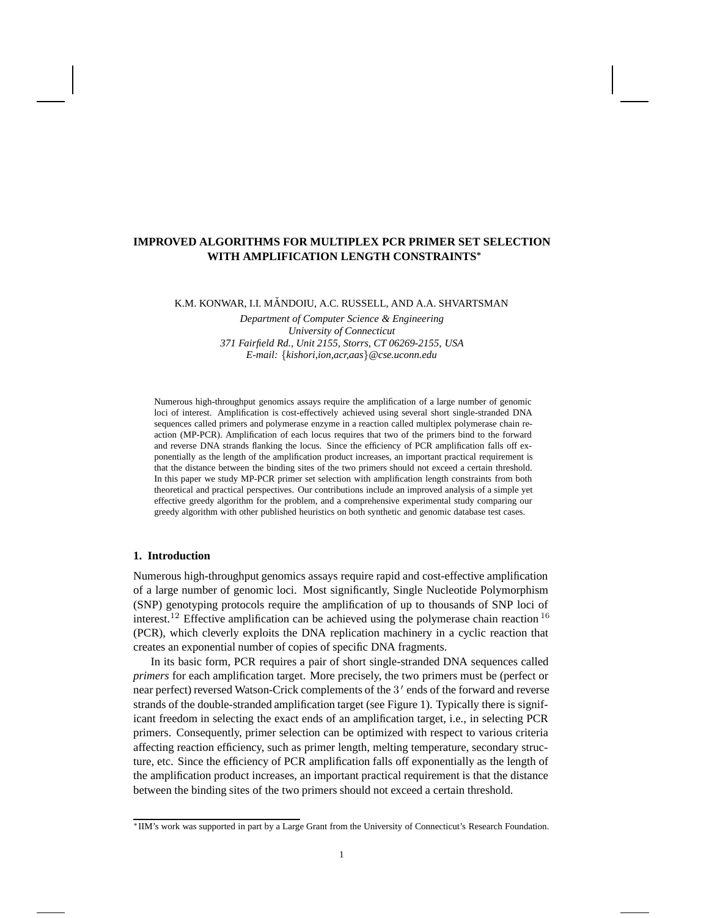# IMPROVED ALGORITHMS FOR MULTIPLEX PCR PRIMER SET SELECTION WITH AMPLIFICATION LENGTH CONSTRAINTS*

K.M. KONWAR, I.I. MĂNDOIU, A.C. RUSSELL, AND A.A. SHVARTSMAN

*Department of Computer Science & Engineering*
*University of Connecticut*
*371 Fairfield Rd., Unit 2155, Storrs, CT 06269-2155, USA*
*E-mail: {kishori,ion,acr,aas}@cse.uconn.edu*

Numerous high-throughput genomics assays require the amplification of a large number of genomic loci of interest. Amplification is cost-effectively achieved using several short single-stranded DNA sequences called primers and polymerase enzyme in a reaction called multiplex polymerase chain reaction (MP-PCR). Amplification of each locus requires that two of the primers bind to the forward and reverse DNA strands flanking the locus. Since the efficiency of PCR amplification falls off exponentially as the length of the amplification product increases, an important practical requirement is that the distance between the binding sites of the two primers should not exceed a certain threshold. In this paper we study MP-PCR primer set selection with amplification length constraints from both theoretical and practical perspectives. Our contributions include an improved analysis of a simple yet effective greedy algorithm for the problem, and a comprehensive experimental study comparing our greedy algorithm with other published heuristics on both synthetic and genomic database test cases.

## 1. Introduction

Numerous high-throughput genomics assays require rapid and cost-effective amplification of a large number of genomic loci. Most significantly, Single Nucleotide Polymorphism (SNP) genotyping protocols require the amplification of up to thousands of SNP loci of interest.[12] Effective amplification can be achieved using the polymerase chain reaction [16] (PCR), which cleverly exploits the DNA replication machinery in a cyclic reaction that creates an exponential number of copies of specific DNA fragments.

In its basic form, PCR requires a pair of short single-stranded DNA sequences called *primers* for each amplification target. More precisely, the two primers must be (perfect or near perfect) reversed Watson-Crick complements of the $3'$ ends of the forward and reverse strands of the double-stranded amplification target (see Figure 1). Typically there is significant freedom in selecting the exact ends of an amplification target, i.e., in selecting PCR primers. Consequently, primer selection can be optimized with respect to various criteria affecting reaction efficiency, such as primer length, melting temperature, secondary structure, etc. Since the efficiency of PCR amplification falls off exponentially as the length of the amplification product increases, an important practical requirement is that the distance between the binding sites of the two primers should not exceed a certain threshold.

*IIM's work was supported in part by a Large Grant from the University of Connecticut's Research Foundation.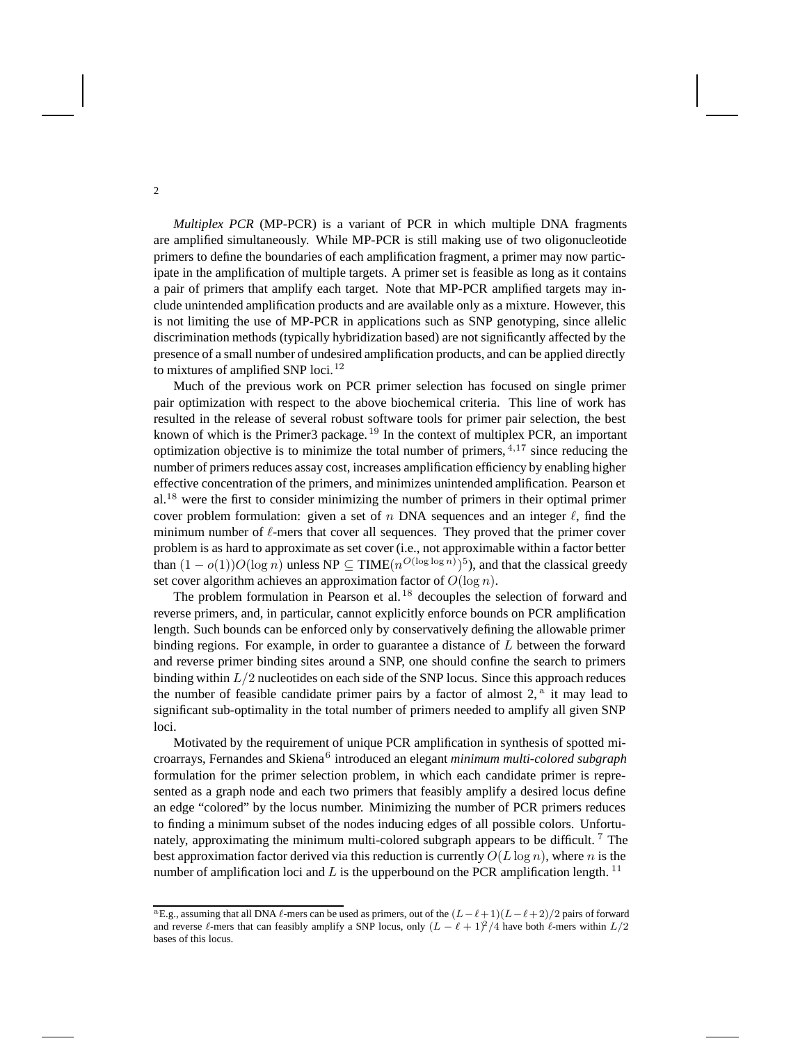*Multiplex PCR* (MP-PCR) is a variant of PCR in which multiple DNA fragments are amplified simultaneously. While MP-PCR is still making use of two oligonucleotide primers to define the boundaries of each amplification fragment, a primer may now participate in the amplification of multiple targets. A primer set is feasible as long as it contains a pair of primers that amplify each target. Note that MP-PCR amplified targets may include unintended amplification products and are available only as a mixture. However, this is not limiting the use of MP-PCR in applications such as SNP genotyping, since allelic discrimination methods (typically hybridization based) are not significantly affected by the presence of a small number of undesired amplification products, and can be applied directly to mixtures of amplified SNP loci.[12]

Much of the previous work on PCR primer selection has focused on single primer pair optimization with respect to the above biochemical criteria. This line of work has resulted in the release of several robust software tools for primer pair selection, the best known of which is the Primer3 package.[19] In the context of multiplex PCR, an important optimization objective is to minimize the total number of primers,[4,17] since reducing the number of primers reduces assay cost, increases amplification efficiency by enabling higher effective concentration of the primers, and minimizes unintended amplification. Pearson et al.[18] were the first to consider minimizing the number of primers in their optimal primer cover problem formulation: given a set of $n$ DNA sequences and an integer $\ell$, find the minimum number of $\ell$-mers that cover all sequences. They proved that the primer cover problem is as hard to approximate as set cover (i.e., not approximable within a factor better than $(1-o(1))O(\log n)$ unless NP $\subseteq$ TIME$(n^{O(\log\log n)})^5$), and that the classical greedy set cover algorithm achieves an approximation factor of $O(\log n)$.

The problem formulation in Pearson et al.[18] decouples the selection of forward and reverse primers, and, in particular, cannot explicitly enforce bounds on PCR amplification length. Such bounds can be enforced only by conservatively defining the allowable primer binding regions. For example, in order to guarantee a distance of $L$ between the forward and reverse primer binding sites around a SNP, one should confine the search to primers binding within $L/2$ nucleotides on each side of the SNP locus. Since this approach reduces the number of feasible candidate primer pairs by a factor of almost 2,[a] it may lead to significant sub-optimality in the total number of primers needed to amplify all given SNP loci.

Motivated by the requirement of unique PCR amplification in synthesis of spotted microarrays, Fernandes and Skiena[6] introduced an elegant *minimum multi-colored subgraph* formulation for the primer selection problem, in which each candidate primer is represented as a graph node and each two primers that feasibly amplify a desired locus define an edge "colored" by the locus number. Minimizing the number of PCR primers reduces to finding a minimum subset of the nodes inducing edges of all possible colors. Unfortunately, approximating the minimum multi-colored subgraph appears to be difficult.[7] The best approximation factor derived via this reduction is currently $O(L\log n)$, where $n$ is the number of amplification loci and $L$ is the upperbound on the PCR amplification length.[11]

---

[a] E.g., assuming that all DNA $\ell$-mers can be used as primers, out of the $(L-\ell+1)(L-\ell+2)/2$ pairs of forward and reverse $\ell$-mers that can feasibly amplify a SNP locus, only $(L-\ell+1)^2/4$ have both $\ell$-mers within $L/2$ bases of this locus.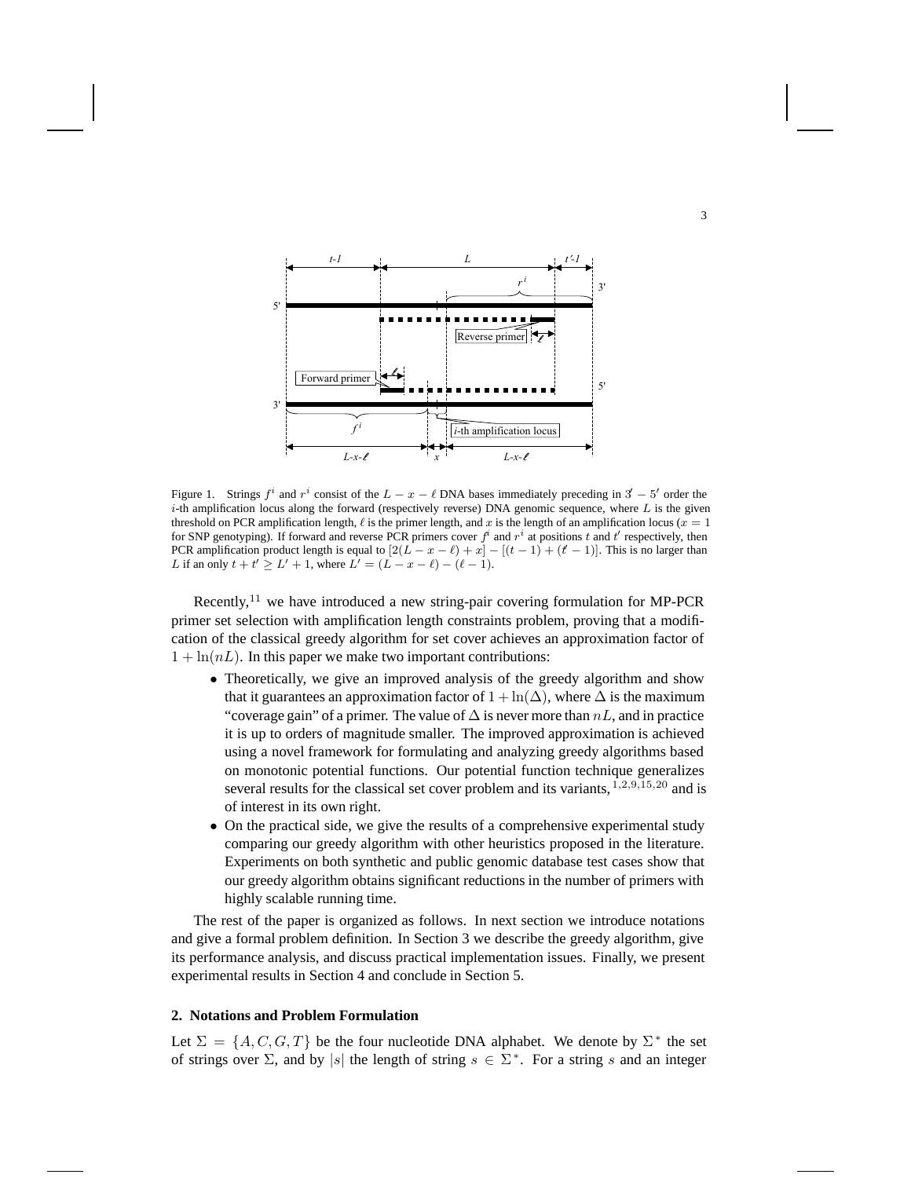Figure 1. Strings $f^i$ and $r^i$ consist of the $L - x - \ell$ DNA bases immediately preceding in $3' - 5'$ order the $i$-th amplification locus along the forward (respectively reverse) DNA genomic sequence, where $L$ is the given threshold on PCR amplification length, $\ell$ is the primer length, and $x$ is the length of an amplification locus ($x = 1$ for SNP genotyping). If forward and reverse PCR primers cover $f^i$ and $r^i$ at positions $t$ and $t'$ respectively, then PCR amplification product length is equal to $[2(L - x - \ell) + x] - [(t - 1) + (t' - 1)]$. This is no larger than $L$ if an only $t + t' \geq L' + 1$, where $L' = (L - x - \ell) - (\ell - 1)$.

Recently,[11] we have introduced a new string-pair covering formulation for MP-PCR primer set selection with amplification length constraints problem, proving that a modification of the classical greedy algorithm for set cover achieves an approximation factor of $1 + \ln(nL)$. In this paper we make two important contributions:

- Theoretically, we give an improved analysis of the greedy algorithm and show that it guarantees an approximation factor of $1 + \ln(\Delta)$, where $\Delta$ is the maximum "coverage gain" of a primer. The value of $\Delta$ is never more than $nL$, and in practice it is up to orders of magnitude smaller. The improved approximation is achieved using a novel framework for formulating and analyzing greedy algorithms based on monotonic potential functions. Our potential function technique generalizes several results for the classical set cover problem and its variants,[1,2,9,15,20] and is of interest in its own right.
- On the practical side, we give the results of a comprehensive experimental study comparing our greedy algorithm with other heuristics proposed in the literature. Experiments on both synthetic and public genomic database test cases show that our greedy algorithm obtains significant reductions in the number of primers with highly scalable running time.

The rest of the paper is organized as follows. In next section we introduce notations and give a formal problem definition. In Section 3 we describe the greedy algorithm, give its performance analysis, and discuss practical implementation issues. Finally, we present experimental results in Section 4 and conclude in Section 5.

## 2. Notations and Problem Formulation

Let $\Sigma = \{A, C, G, T\}$ be the four nucleotide DNA alphabet. We denote by $\Sigma^*$ the set of strings over $\Sigma$, and by $|s|$ the length of string $s \in \Sigma^*$. For a string $s$ and an integer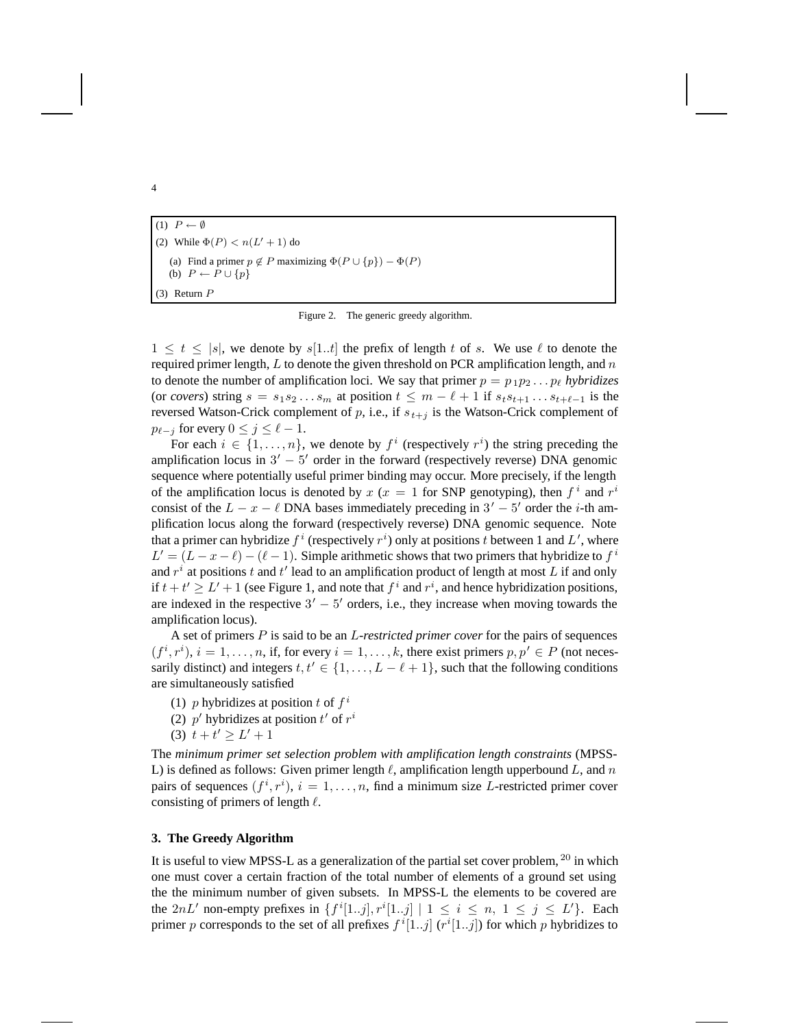(1) $P \leftarrow \emptyset$

(2) While $\Phi(P) < n(L'+1)$ do

(a) Find a primer $p \notin P$ maximizing $\Phi(P \cup \{p\}) - \Phi(P)$

(b) $P \leftarrow P \cup \{p\}$

(3) Return $P$

Figure 2. The generic greedy algorithm.

$1 \leq t \leq |s|$, we denote by $s[1..t]$ the prefix of length $t$ of $s$. We use $\ell$ to denote the required primer length, $L$ to denote the given threshold on PCR amplification length, and $n$ to denote the number of amplification loci. We say that primer $p = p_1 p_2 \ldots p_\ell$ *hybridizes* (or *covers*) string $s = s_1 s_2 \ldots s_m$ at position $t \leq m - \ell + 1$ if $s_t s_{t+1} \ldots s_{t+\ell-1}$ is the reversed Watson-Crick complement of $p$, i.e., if $s_{t+j}$ is the Watson-Crick complement of $p_{\ell-j}$ for every $0 \leq j \leq \ell - 1$.

For each $i \in \{1, \ldots, n\}$, we denote by $f^i$ (respectively $r^i$) the string preceding the amplification locus in $3' - 5'$ order in the forward (respectively reverse) DNA genomic sequence where potentially useful primer binding may occur. More precisely, if the length of the amplification locus is denoted by $x$ ($x = 1$ for SNP genotyping), then $f^i$ and $r^i$ consist of the $L - x - \ell$ DNA bases immediately preceding in $3' - 5'$ order the $i$-th amplification locus along the forward (respectively reverse) DNA genomic sequence. Note that a primer can hybridize $f^i$ (respectively $r^i$) only at positions $t$ between 1 and $L'$, where $L' = (L - x - \ell) - (\ell - 1)$. Simple arithmetic shows that two primers that hybridize to $f^i$ and $r^i$ at positions $t$ and $t'$ lead to an amplification product of length at most $L$ if and only if $t + t' \geq L' + 1$ (see Figure 1, and note that $f^i$ and $r^i$, and hence hybridization positions, are indexed in the respective $3' - 5'$ orders, i.e., they increase when moving towards the amplification locus).

A set of primers $P$ is said to be an *L-restricted primer cover* for the pairs of sequences $(f^i, r^i)$, $i = 1, \ldots, n$, if, for every $i = 1, \ldots, k$, there exist primers $p, p' \in P$ (not necessarily distinct) and integers $t, t' \in \{1, \ldots, L - \ell + 1\}$, such that the following conditions are simultaneously satisfied

(1) $p$ hybridizes at position $t$ of $f^i$

(2) $p'$ hybridizes at position $t'$ of $r^i$

(3) $t + t' \geq L' + 1$

The *minimum primer set selection problem with amplification length constraints* (MPSS-L) is defined as follows: Given primer length $\ell$, amplification length upperbound $L$, and $n$ pairs of sequences $(f^i, r^i)$, $i = 1, \ldots, n$, find a minimum size $L$-restricted primer cover consisting of primers of length $\ell$.

## 3. The Greedy Algorithm

It is useful to view MPSS-L as a generalization of the partial set cover problem, [20] in which one must cover a certain fraction of the total number of elements of a ground set using the the minimum number of given subsets. In MPSS-L the elements to be covered are the $2nL'$ non-empty prefixes in $\{f^i[1..j], r^i[1..j] \mid 1 \leq i \leq n, 1 \leq j \leq L'\}$. Each primer $p$ corresponds to the set of all prefixes $f^i[1..j]$ ($r^i[1..j]$) for which $p$ hybridizes to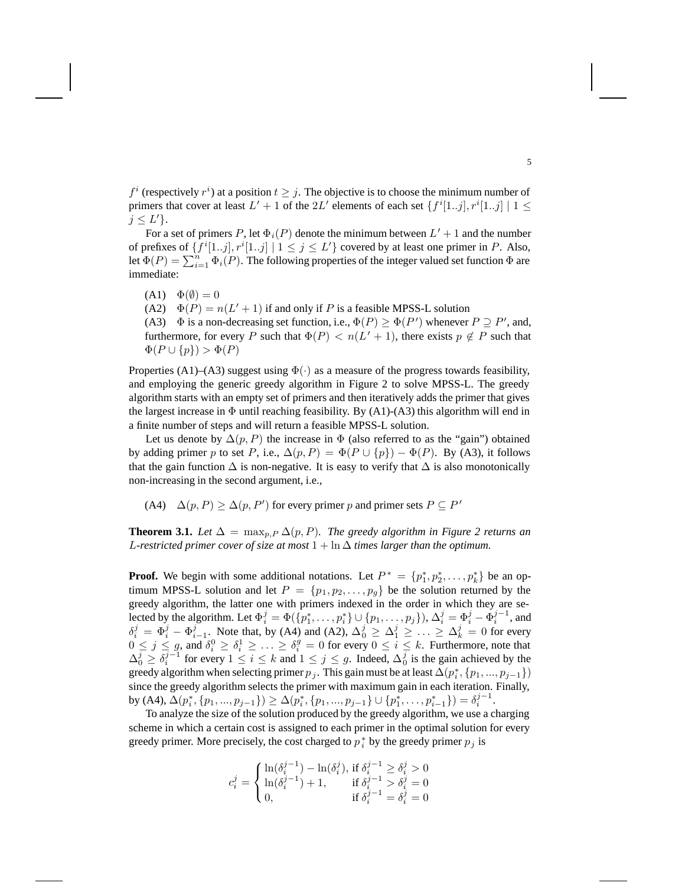$f^i$ (respectively $r^i$) at a position $t \geq j$. The objective is to choose the minimum number of primers that cover at least $L' + 1$ of the $2L'$ elements of each set $\{f^i[1..j], r^i[1..j] \mid 1 \leq j \leq L'\}$.

For a set of primers $P$, let $\Phi_i(P)$ denote the minimum between $L' + 1$ and the number of prefixes of $\{f^i[1..j], r^i[1..j] \mid 1 \leq j \leq L'\}$ covered by at least one primer in $P$. Also, let $\Phi(P) = \sum_{i=1}^{n} \Phi_i(P)$. The following properties of the integer valued set function $\Phi$ are immediate:

(A1) $\Phi(\emptyset) = 0$

(A2) $\Phi(P) = n(L' + 1)$ if and only if $P$ is a feasible MPSS-L solution

(A3) $\Phi$ is a non-decreasing set function, i.e., $\Phi(P) \geq \Phi(P')$ whenever $P \supseteq P'$, and, furthermore, for every $P$ such that $\Phi(P) < n(L' + 1)$, there exists $p \notin P$ such that $\Phi(P \cup \{p\}) > \Phi(P)$

Properties (A1)–(A3) suggest using $\Phi(\cdot)$ as a measure of the progress towards feasibility, and employing the generic greedy algorithm in Figure 2 to solve MPSS-L. The greedy algorithm starts with an empty set of primers and then iteratively adds the primer that gives the largest increase in $\Phi$ until reaching feasibility. By (A1)-(A3) this algorithm will end in a finite number of steps and will return a feasible MPSS-L solution.

Let us denote by $\Delta(p, P)$ the increase in $\Phi$ (also referred to as the "gain") obtained by adding primer $p$ to set $P$, i.e., $\Delta(p, P) = \Phi(P \cup \{p\}) - \Phi(P)$. By (A3), it follows that the gain function $\Delta$ is non-negative. It is easy to verify that $\Delta$ is also monotonically non-increasing in the second argument, i.e.,

(A4) $\Delta(p, P) \geq \Delta(p, P')$ for every primer $p$ and primer sets $P \subseteq P'$

**Theorem 3.1.** *Let $\Delta = \max_{p,P} \Delta(p, P)$. The greedy algorithm in Figure 2 returns an $L$-restricted primer cover of size at most $1 + \ln \Delta$ times larger than the optimum.*

**Proof.** We begin with some additional notations. Let $P^* = \{p_1^*, p_2^*, \ldots, p_k^*\}$ be an optimum MPSS-L solution and let $P = \{p_1, p_2, \ldots, p_g\}$ be the solution returned by the greedy algorithm, the latter one with primers indexed in the order in which they are selected by the algorithm. Let $\Phi_i^j = \Phi(\{p_1^*, \ldots, p_i^*\} \cup \{p_1, \ldots, p_j\})$, $\Delta_i^j = \Phi_i^j - \Phi_i^{j-1}$, and $\delta_i^j = \Phi_i^j - \Phi_{i-1}^j$. Note that, by (A4) and (A2), $\Delta_0^j \geq \Delta_1^j \geq \ldots \geq \Delta_k^j = 0$ for every $0 \leq j \leq g$, and $\delta_i^0 \geq \delta_i^1 \geq \ldots \geq \delta_i^g = 0$ for every $0 \leq i \leq k$. Furthermore, note that $\Delta_0^j \geq \delta_i^{j-1}$ for every $1 \leq i \leq k$ and $1 \leq j \leq g$. Indeed, $\Delta_0^j$ is the gain achieved by the greedy algorithm when selecting primer $p_j$. This gain must be at least $\Delta(p_i^*, \{p_1, ..., p_{j-1}\})$ since the greedy algorithm selects the primer with maximum gain in each iteration. Finally, by (A4), $\Delta(p_i^*, \{p_1, ..., p_{j-1}\}) \geq \Delta(p_i^*, \{p_1, ..., p_{j-1}\} \cup \{p_1^*, \ldots, p_{i-1}^*\}) = \delta_i^{j-1}$.

To analyze the size of the solution produced by the greedy algorithm, we use a charging scheme in which a certain cost is assigned to each primer in the optimal solution for every greedy primer. More precisely, the cost charged to $p_i^*$ by the greedy primer $p_j$ is

$$c_i^j = \begin{cases} \ln(\delta_i^{j-1}) - \ln(\delta_i^j), & \text{if } \delta_i^{j-1} \geq \delta_i^j > 0 \\ \ln(\delta_i^{j-1}) + 1, & \text{if } \delta_i^{j-1} > \delta_i^j = 0 \\ 0, & \text{if } \delta_i^{j-1} = \delta_i^j = 0 \end{cases}$$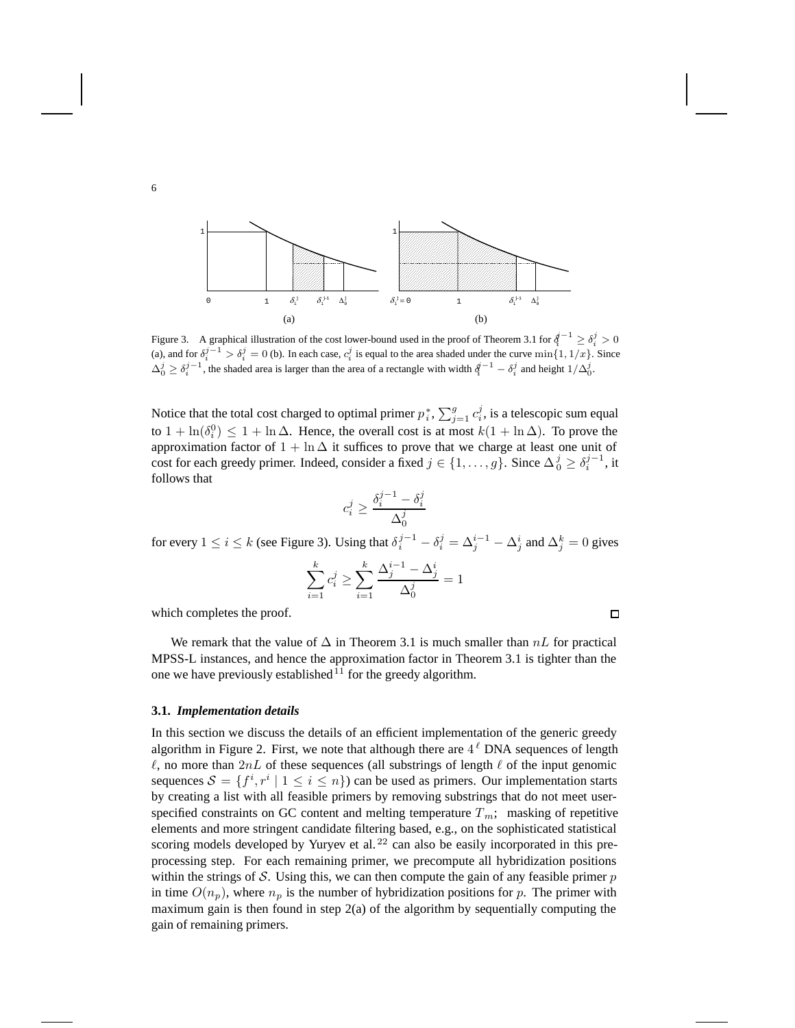Figure 3. A graphical illustration of the cost lower-bound used in the proof of Theorem 3.1 for $\delta_i^{j-1} \geq \delta_i^j > 0$ (a), and for $\delta_i^{j-1} > \delta_i^j = 0$ (b). In each case, $c_i^j$ is equal to the area shaded under the curve $\min\{1, 1/x\}$. Since $\Delta_0^j \geq \delta_i^{j-1}$, the shaded area is larger than the area of a rectangle with width $\delta_i^{j-1} - \delta_i^j$ and height $1/\Delta_0^j$.

Notice that the total cost charged to optimal primer $p_i^*$, $\sum_{j=1}^{g} c_i^j$, is a telescopic sum equal to $1 + \ln(\delta_i^0) \leq 1 + \ln \Delta$. Hence, the overall cost is at most $k(1 + \ln \Delta)$. To prove the approximation factor of $1 + \ln \Delta$ it suffices to prove that we charge at least one unit of cost for each greedy primer. Indeed, consider a fixed $j \in \{1, \ldots, g\}$. Since $\Delta_0^j \geq \delta_i^{j-1}$, it follows that

$$c_i^j \geq \frac{\delta_i^{j-1} - \delta_i^j}{\Delta_0^j}$$

for every $1 \leq i \leq k$ (see Figure 3). Using that $\delta_i^{j-1} - \delta_i^j = \Delta_j^{i-1} - \Delta_j^i$ and $\Delta_j^k = 0$ gives

$$\sum_{i=1}^{k} c_i^j \geq \sum_{i=1}^{k} \frac{\Delta_j^{i-1} - \Delta_j^i}{\Delta_0^j} = 1$$

which completes the proof. □

We remark that the value of $\Delta$ in Theorem 3.1 is much smaller than $nL$ for practical MPSS-L instances, and hence the approximation factor in Theorem 3.1 is tighter than the one we have previously established[11] for the greedy algorithm.

### 3.1. *Implementation details*

In this section we discuss the details of an efficient implementation of the generic greedy algorithm in Figure 2. First, we note that although there are $4^\ell$ DNA sequences of length $\ell$, no more than $2nL$ of these sequences (all substrings of length $\ell$ of the input genomic sequences $\mathcal{S} = \{f^i, r^i \mid 1 \leq i \leq n\}$) can be used as primers. Our implementation starts by creating a list with all feasible primers by removing substrings that do not meet user-specified constraints on GC content and melting temperature $T_m$; masking of repetitive elements and more stringent candidate filtering based, e.g., on the sophisticated statistical scoring models developed by Yuryev et al.[22] can also be easily incorporated in this pre-processing step. For each remaining primer, we precompute all hybridization positions within the strings of $\mathcal{S}$. Using this, we can then compute the gain of any feasible primer $p$ in time $O(n_p)$, where $n_p$ is the number of hybridization positions for $p$. The primer with maximum gain is then found in step 2(a) of the algorithm by sequentially computing the gain of remaining primers.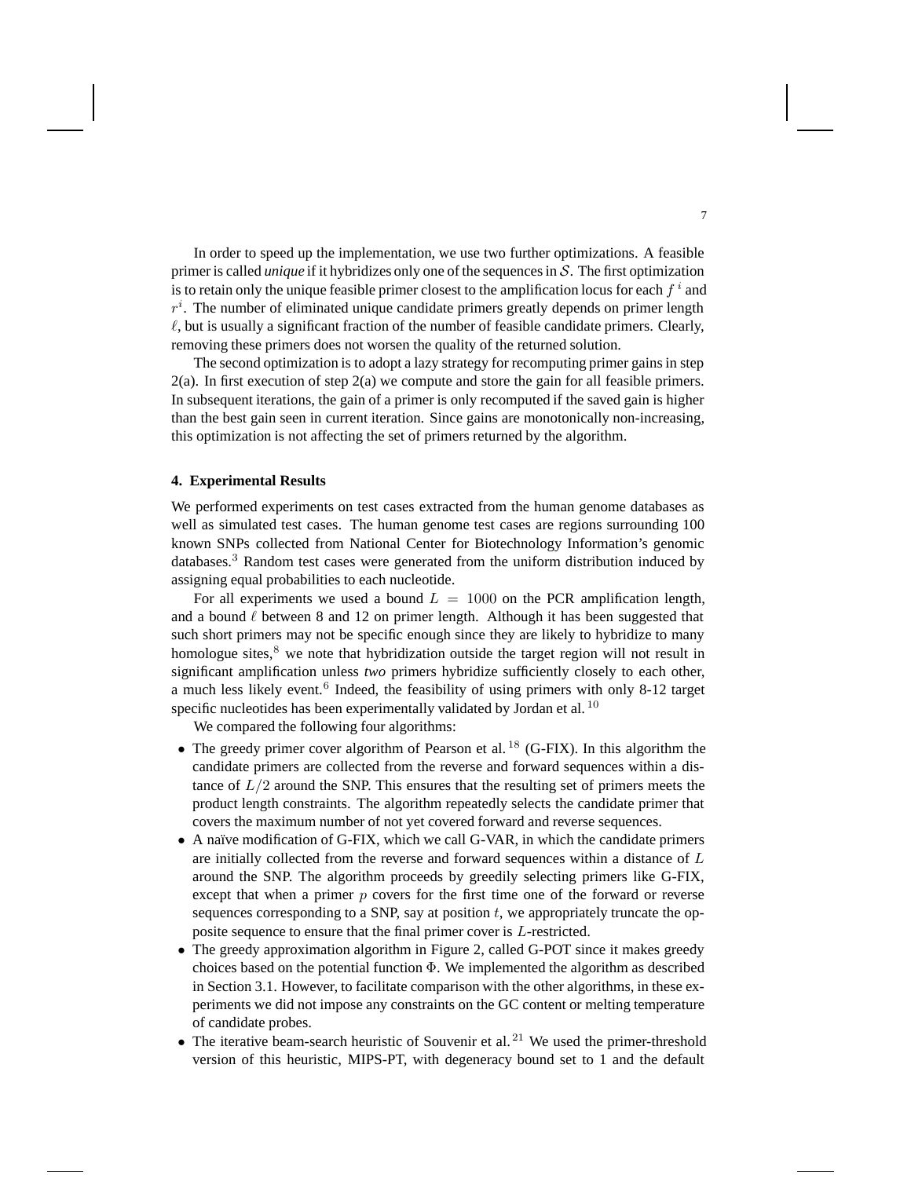In order to speed up the implementation, we use two further optimizations. A feasible primer is called *unique* if it hybridizes only one of the sequences in $\mathcal{S}$. The first optimization is to retain only the unique feasible primer closest to the amplification locus for each $f^i$ and $r^i$. The number of eliminated unique candidate primers greatly depends on primer length $\ell$, but is usually a significant fraction of the number of feasible candidate primers. Clearly, removing these primers does not worsen the quality of the returned solution.

The second optimization is to adopt a lazy strategy for recomputing primer gains in step 2(a). In first execution of step 2(a) we compute and store the gain for all feasible primers. In subsequent iterations, the gain of a primer is only recomputed if the saved gain is higher than the best gain seen in current iteration. Since gains are monotonically non-increasing, this optimization is not affecting the set of primers returned by the algorithm.

## 4. Experimental Results

We performed experiments on test cases extracted from the human genome databases as well as simulated test cases. The human genome test cases are regions surrounding 100 known SNPs collected from National Center for Biotechnology Information's genomic databases.[3] Random test cases were generated from the uniform distribution induced by assigning equal probabilities to each nucleotide.

For all experiments we used a bound $L = 1000$ on the PCR amplification length, and a bound $\ell$ between 8 and 12 on primer length. Although it has been suggested that such short primers may not be specific enough since they are likely to hybridize to many homologue sites,[8] we note that hybridization outside the target region will not result in significant amplification unless *two* primers hybridize sufficiently closely to each other, a much less likely event.[6] Indeed, the feasibility of using primers with only 8-12 target specific nucleotides has been experimentally validated by Jordan et al.[10]

We compared the following four algorithms:

- The greedy primer cover algorithm of Pearson et al.[18] (G-FIX). In this algorithm the candidate primers are collected from the reverse and forward sequences within a distance of $L/2$ around the SNP. This ensures that the resulting set of primers meets the product length constraints. The algorithm repeatedly selects the candidate primer that covers the maximum number of not yet covered forward and reverse sequences.
- A naïve modification of G-FIX, which we call G-VAR, in which the candidate primers are initially collected from the reverse and forward sequences within a distance of $L$ around the SNP. The algorithm proceeds by greedily selecting primers like G-FIX, except that when a primer $p$ covers for the first time one of the forward or reverse sequences corresponding to a SNP, say at position $t$, we appropriately truncate the opposite sequence to ensure that the final primer cover is $L$-restricted.
- The greedy approximation algorithm in Figure 2, called G-POT since it makes greedy choices based on the potential function $\Phi$. We implemented the algorithm as described in Section 3.1. However, to facilitate comparison with the other algorithms, in these experiments we did not impose any constraints on the GC content or melting temperature of candidate probes.
- The iterative beam-search heuristic of Souvenir et al.[21] We used the primer-threshold version of this heuristic, MIPS-PT, with degeneracy bound set to 1 and the default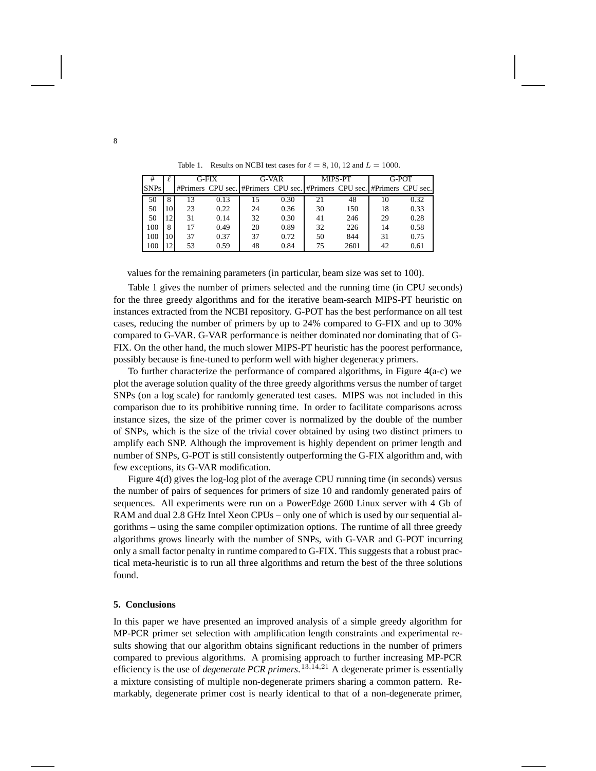Table 1. Results on NCBI test cases for $\ell = 8, 10, 12$ and $L = 1000$.

| # SNPs | $\ell$ | G-FIX | | G-VAR | | MIPS-PT | | G-POT | |
|---|---|---|---|---|---|---|---|---|---|
| | | #Primers | CPU sec. | #Primers | CPU sec. | #Primers | CPU sec. | #Primers | CPU sec. |
| 50 | 8 | 13 | 0.13 | 15 | 0.30 | 21 | 48 | 10 | 0.32 |
| 50 | 10 | 23 | 0.22 | 24 | 0.36 | 30 | 150 | 18 | 0.33 |
| 50 | 12 | 31 | 0.14 | 32 | 0.30 | 41 | 246 | 29 | 0.28 |
| 100 | 8 | 17 | 0.49 | 20 | 0.89 | 32 | 226 | 14 | 0.58 |
| 100 | 10 | 37 | 0.37 | 37 | 0.72 | 50 | 844 | 31 | 0.75 |
| 100 | 12 | 53 | 0.59 | 48 | 0.84 | 75 | 2601 | 42 | 0.61 |

values for the remaining parameters (in particular, beam size was set to 100).

Table 1 gives the number of primers selected and the running time (in CPU seconds) for the three greedy algorithms and for the iterative beam-search MIPS-PT heuristic on instances extracted from the NCBI repository. G-POT has the best performance on all test cases, reducing the number of primers by up to 24% compared to G-FIX and up to 30% compared to G-VAR. G-VAR performance is neither dominated nor dominating that of G-FIX. On the other hand, the much slower MIPS-PT heuristic has the poorest performance, possibly because is fine-tuned to perform well with higher degeneracy primers.

To further characterize the performance of compared algorithms, in Figure 4(a-c) we plot the average solution quality of the three greedy algorithms versus the number of target SNPs (on a log scale) for randomly generated test cases. MIPS was not included in this comparison due to its prohibitive running time. In order to facilitate comparisons across instance sizes, the size of the primer cover is normalized by the double of the number of SNPs, which is the size of the trivial cover obtained by using two distinct primers to amplify each SNP. Although the improvement is highly dependent on primer length and number of SNPs, G-POT is still consistently outperforming the G-FIX algorithm and, with few exceptions, its G-VAR modification.

Figure 4(d) gives the log-log plot of the average CPU running time (in seconds) versus the number of pairs of sequences for primers of size 10 and randomly generated pairs of sequences. All experiments were run on a PowerEdge 2600 Linux server with 4 Gb of RAM and dual 2.8 GHz Intel Xeon CPUs – only one of which is used by our sequential algorithms – using the same compiler optimization options. The runtime of all three greedy algorithms grows linearly with the number of SNPs, with G-VAR and G-POT incurring only a small factor penalty in runtime compared to G-FIX. This suggests that a robust practical meta-heuristic is to run all three algorithms and return the best of the three solutions found.

## 5. Conclusions

In this paper we have presented an improved analysis of a simple greedy algorithm for MP-PCR primer set selection with amplification length constraints and experimental results showing that our algorithm obtains significant reductions in the number of primers compared to previous algorithms. A promising approach to further increasing MP-PCR efficiency is the use of *degenerate PCR primers*.[13,14,21] A degenerate primer is essentially a mixture consisting of multiple non-degenerate primers sharing a common pattern. Remarkably, degenerate primer cost is nearly identical to that of a non-degenerate primer,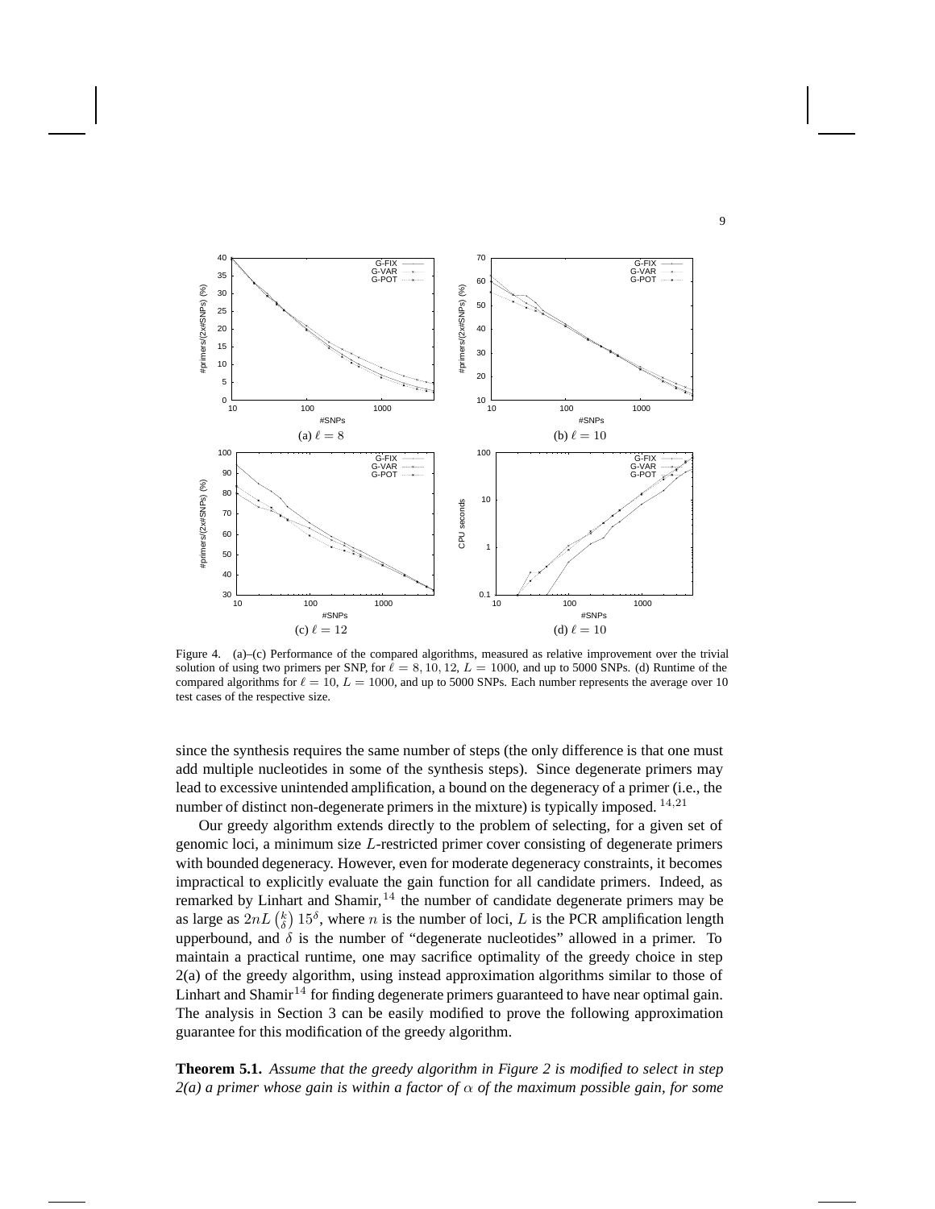Figure 4. (a)–(c) Performance of the compared algorithms, measured as relative improvement over the trivial solution of using two primers per SNP, for $\ell = 8, 10, 12$, $L = 1000$, and up to 5000 SNPs. (d) Runtime of the compared algorithms for $\ell = 10$, $L = 1000$, and up to 5000 SNPs. Each number represents the average over 10 test cases of the respective size.

since the synthesis requires the same number of steps (the only difference is that one must add multiple nucleotides in some of the synthesis steps). Since degenerate primers may lead to excessive unintended amplification, a bound on the degeneracy of a primer (i.e., the number of distinct non-degenerate primers in the mixture) is typically imposed. [14,21]

Our greedy algorithm extends directly to the problem of selecting, for a given set of genomic loci, a minimum size $L$-restricted primer cover consisting of degenerate primers with bounded degeneracy. However, even for moderate degeneracy constraints, it becomes impractical to explicitly evaluate the gain function for all candidate primers. Indeed, as remarked by Linhart and Shamir,[14] the number of candidate degenerate primers may be as large as $2nL\binom{k}{\delta}15^{\delta}$, where $n$ is the number of loci, $L$ is the PCR amplification length upperbound, and $\delta$ is the number of "degenerate nucleotides" allowed in a primer. To maintain a practical runtime, one may sacrifice optimality of the greedy choice in step 2(a) of the greedy algorithm, using instead approximation algorithms similar to those of Linhart and Shamir[14] for finding degenerate primers guaranteed to have near optimal gain. The analysis in Section 3 can be easily modified to prove the following approximation guarantee for this modification of the greedy algorithm.

**Theorem 5.1.** *Assume that the greedy algorithm in Figure 2 is modified to select in step 2(a) a primer whose gain is within a factor of $\alpha$ of the maximum possible gain, for some*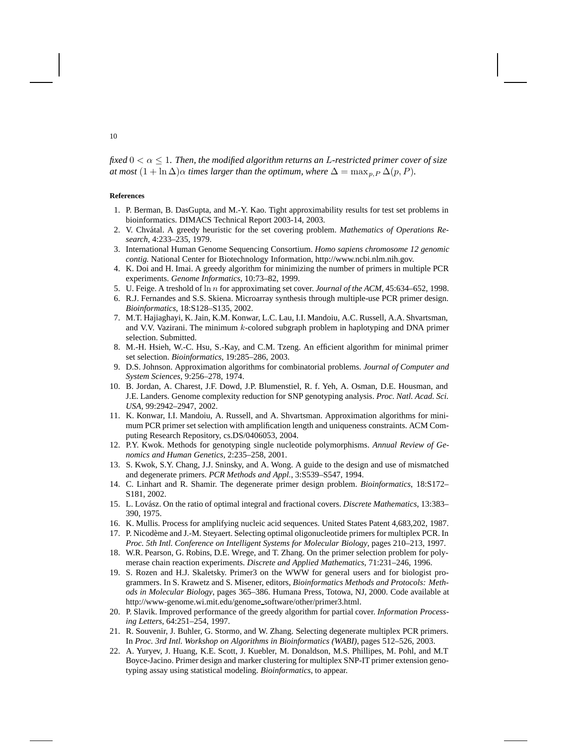*fixed* $0 < \alpha \leq 1$. *Then, the modified algorithm returns an* $L$*-restricted primer cover of size at most* $(1 + \ln \Delta)\alpha$ *times larger than the optimum, where* $\Delta = \max_{p,P} \Delta(p, P)$.

### References

1. P. Berman, B. DasGupta, and M.-Y. Kao. Tight approximability results for test set problems in bioinformatics. DIMACS Technical Report 2003-14, 2003.
2. V. Chvátal. A greedy heuristic for the set covering problem. *Mathematics of Operations Research*, 4:233–235, 1979.
3. International Human Genome Sequencing Consortium. *Homo sapiens chromosome 12 genomic contig.* National Center for Biotechnology Information, http://www.ncbi.nlm.nih.gov.
4. K. Doi and H. Imai. A greedy algorithm for minimizing the number of primers in multiple PCR experiments. *Genome Informatics*, 10:73–82, 1999.
5. U. Feige. A treshold of $\ln n$ for approximating set cover. *Journal of the ACM*, 45:634–652, 1998.
6. R.J. Fernandes and S.S. Skiena. Microarray synthesis through multiple-use PCR primer design. *Bioinformatics*, 18:S128–S135, 2002.
7. M.T. Hajiaghayi, K. Jain, K.M. Konwar, L.C. Lau, I.I. Mandoiu, A.C. Russell, A.A. Shvartsman, and V.V. Vazirani. The minimum $k$-colored subgraph problem in haplotyping and DNA primer selection. Submitted.
8. M.-H. Hsieh, W.-C. Hsu, S.-Kay, and C.M. Tzeng. An efficient algorithm for minimal primer set selection. *Bioinformatics*, 19:285–286, 2003.
9. D.S. Johnson. Approximation algorithms for combinatorial problems. *Journal of Computer and System Sciences*, 9:256–278, 1974.
10. B. Jordan, A. Charest, J.F. Dowd, J.P. Blumenstiel, R. f. Yeh, A. Osman, D.E. Housman, and J.E. Landers. Genome complexity reduction for SNP genotyping analysis. *Proc. Natl. Acad. Sci. USA*, 99:2942–2947, 2002.
11. K. Konwar, I.I. Mandoiu, A. Russell, and A. Shvartsman. Approximation algorithms for minimum PCR primer set selection with amplification length and uniqueness constraints. ACM Computing Research Repository, cs.DS/0406053, 2004.
12. P.Y. Kwok. Methods for genotyping single nucleotide polymorphisms. *Annual Review of Genomics and Human Genetics*, 2:235–258, 2001.
13. S. Kwok, S.Y. Chang, J.J. Sninsky, and A. Wong. A guide to the design and use of mismatched and degenerate primers. *PCR Methods and Appl.*, 3:S539–S547, 1994.
14. C. Linhart and R. Shamir. The degenerate primer design problem. *Bioinformatics*, 18:S172–S181, 2002.
15. L. Lovász. On the ratio of optimal integral and fractional covers. *Discrete Mathematics*, 13:383–390, 1975.
16. K. Mullis. Process for amplifying nucleic acid sequences. United States Patent 4,683,202, 1987.
17. P. Nicodème and J.-M. Steyaert. Selecting optimal oligonucleotide primers for multiplex PCR. In *Proc. 5th Intl. Conference on Intelligent Systems for Molecular Biology*, pages 210–213, 1997.
18. W.R. Pearson, G. Robins, D.E. Wrege, and T. Zhang. On the primer selection problem for polymerase chain reaction experiments. *Discrete and Applied Mathematics*, 71:231–246, 1996.
19. S. Rozen and H.J. Skaletsky. Primer3 on the WWW for general users and for biologist programmers. In S. Krawetz and S. Misener, editors, *Bioinformatics Methods and Protocols: Methods in Molecular Biology*, pages 365–386. Humana Press, Totowa, NJ, 2000. Code available at http://www-genome.wi.mit.edu/genome_software/other/primer3.html.
20. P. Slavik. Improved performance of the greedy algorithm for partial cover. *Information Processing Letters*, 64:251–254, 1997.
21. R. Souvenir, J. Buhler, G. Stormo, and W. Zhang. Selecting degenerate multiplex PCR primers. In *Proc. 3rd Intl. Workshop on Algorithms in Bioinformatics (WABI)*, pages 512–526, 2003.
22. A. Yuryev, J. Huang, K.E. Scott, J. Kuebler, M. Donaldson, M.S. Phillipes, M. Pohl, and M.T Boyce-Jacino. Primer design and marker clustering for multiplex SNP-IT primer extension genotyping assay using statistical modeling. *Bioinformatics*, to appear.